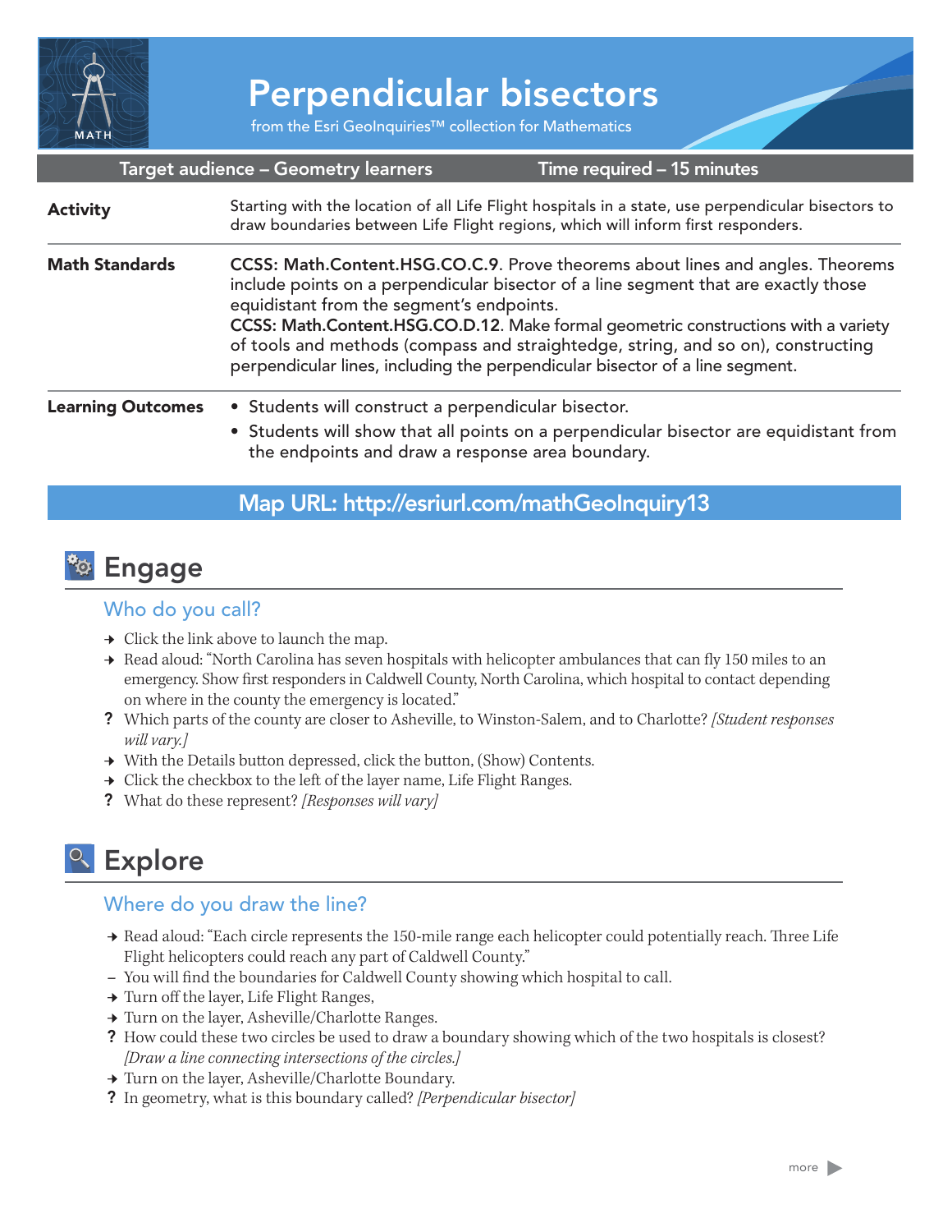// Perpendicular bisectors

from the Esri GeoInquiries™ collection for Mathematics

| Target audience – Geometry learners | Time required – 15 minutes |
| --- | --- |

**Activity**

Starting with the location of all Life Flight hospitals in a state, use perpendicular bisectors to draw boundaries between Life Flight regions, which will inform first responders.

**Math Standards**

**CCSS: Math.Content.HSG.CO.C.9**. Prove theorems about lines and angles. Theorems include points on a perpendicular bisector of a line segment that are exactly those equidistant from the segment's endpoints.
**CCSS: Math.Content.HSG.CO.D.12**. Make formal geometric constructions with a variety of tools and methods (compass and straightedge, string, and so on), constructing perpendicular lines, including the perpendicular bisector of a line segment.

**Learning Outcomes**

- Students will construct a perpendicular bisector.
- Students will show that all points on a perpendicular bisector are equidistant from the endpoints and draw a response area boundary.

**Map URL: http://esriurl.com/mathGeoInquiry13**

## Engage

### Who do you call?

→ Click the link above to launch the map.
→ Read aloud: "North Carolina has seven hospitals with helicopter ambulances that can fly 150 miles to an emergency. Show first responders in Caldwell County, North Carolina, which hospital to contact depending on where in the county the emergency is located."
? Which parts of the county are closer to Asheville, to Winston-Salem, and to Charlotte? *[Student responses will vary.]*
→ With the Details button depressed, click the button, (Show) Contents.
→ Click the checkbox to the left of the layer name, Life Flight Ranges.
? What do these represent? *[Responses will vary]*

## Explore

### Where do you draw the line?

→ Read aloud: "Each circle represents the 150-mile range each helicopter could potentially reach. Three Life Flight helicopters could reach any part of Caldwell County."
– You will find the boundaries for Caldwell County showing which hospital to call.
→ Turn off the layer, Life Flight Ranges,
→ Turn on the layer, Asheville/Charlotte Ranges.
? How could these two circles be used to draw a boundary showing which of the two hospitals is closest? *[Draw a line connecting intersections of the circles.]*
→ Turn on the layer, Asheville/Charlotte Boundary.
? In geometry, what is this boundary called? *[Perpendicular bisector]*

more ▶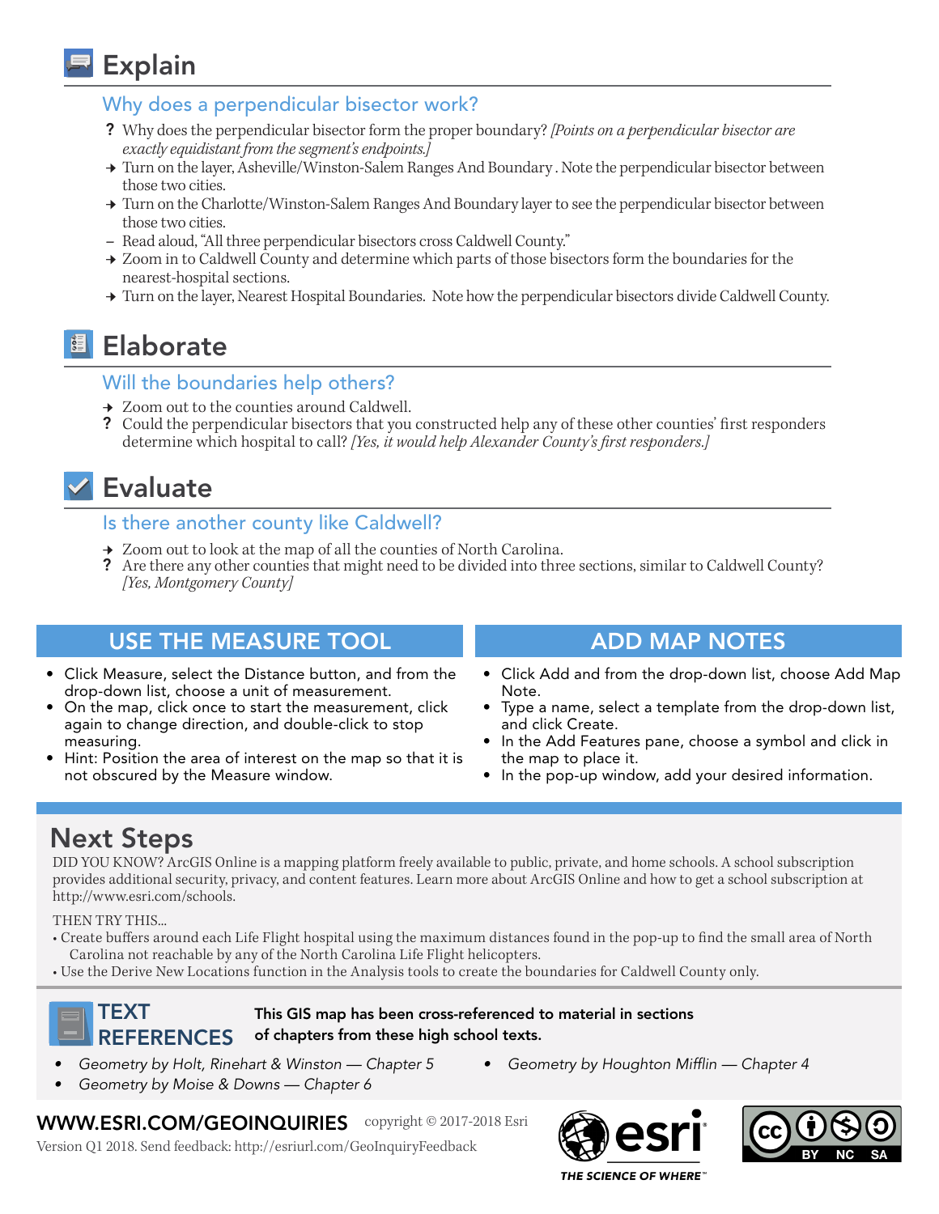# Explain

## Why does a perpendicular bisector work?

- ? Why does the perpendicular bisector form the proper boundary? *[Points on a perpendicular bisector are exactly equidistant from the segment's endpoints.]*
- → Turn on the layer, Asheville/Winston-Salem Ranges And Boundary . Note the perpendicular bisector between those two cities.
- → Turn on the Charlotte/Winston-Salem Ranges And Boundary layer to see the perpendicular bisector between those two cities.
- – Read aloud, "All three perpendicular bisectors cross Caldwell County."
- → Zoom in to Caldwell County and determine which parts of those bisectors form the boundaries for the nearest-hospital sections.
- → Turn on the layer, Nearest Hospital Boundaries. Note how the perpendicular bisectors divide Caldwell County.

# Elaborate

## Will the boundaries help others?

- → Zoom out to the counties around Caldwell.
- ? Could the perpendicular bisectors that you constructed help any of these other counties' first responders determine which hospital to call? *[Yes, it would help Alexander County's first responders.]*

# Evaluate

## Is there another county like Caldwell?

- → Zoom out to look at the map of all the counties of North Carolina.
- ? Are there any other counties that might need to be divided into three sections, similar to Caldwell County? *[Yes, Montgomery County]*

## USE THE MEASURE TOOL

- Click Measure, select the Distance button, and from the drop-down list, choose a unit of measurement.
- On the map, click once to start the measurement, click again to change direction, and double-click to stop measuring.
- Hint: Position the area of interest on the map so that it is not obscured by the Measure window.

## ADD MAP NOTES

- Click Add and from the drop-down list, choose Add Map Note.
- Type a name, select a template from the drop-down list, and click Create.
- In the Add Features pane, choose a symbol and click in the map to place it.
- In the pop-up window, add your desired information.

# Next Steps

DID YOU KNOW? ArcGIS Online is a mapping platform freely available to public, private, and home schools. A school subscription provides additional security, privacy, and content features. Learn more about ArcGIS Online and how to get a school subscription at http://www.esri.com/schools.

THEN TRY THIS...

- Create buffers around each Life Flight hospital using the maximum distances found in the pop-up to find the small area of North Carolina not reachable by any of the North Carolina Life Flight helicopters.
- Use the Derive New Locations function in the Analysis tools to create the boundaries for Caldwell County only.

## TEXT REFERENCES

**This GIS map has been cross-referenced to material in sections of chapters from these high school texts.**

- *Geometry by Holt, Rinehart & Winston — Chapter 5*
- *Geometry by Moise & Downs — Chapter 6*
- *Geometry by Houghton Mifflin — Chapter 4*

**WWW.ESRI.COM/GEOINQUIRIES** copyright © 2017-2018 Esri

Version Q1 2018. Send feedback: http://esriurl.com/GeoInquiryFeedback

esri THE SCIENCE OF WHERE™

CC BY NC SA